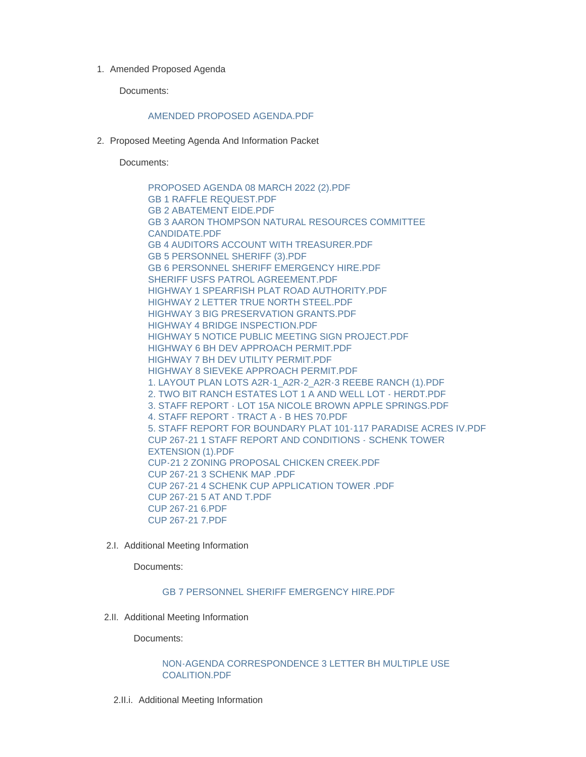1. Amended Proposed Agenda

   Documents:

   AMENDED PROPOSED AGENDA.PDF

2. Proposed Meeting Agenda And Information Packet

   Documents:

   PROPOSED AGENDA 08 MARCH 2022 (2).PDF
   GB 1 RAFFLE REQUEST.PDF
   GB 2 ABATEMENT EIDE.PDF
   GB 3 AARON THOMPSON NATURAL RESOURCES COMMITTEE CANDIDATE.PDF
   GB 4 AUDITORS ACCOUNT WITH TREASURER.PDF
   GB 5 PERSONNEL SHERIFF (3).PDF
   GB 6 PERSONNEL SHERIFF EMERGENCY HIRE.PDF
   SHERIFF USFS PATROL AGREEMENT.PDF
   HIGHWAY 1 SPEARFISH PLAT ROAD AUTHORITY.PDF
   HIGHWAY 2 LETTER TRUE NORTH STEEL.PDF
   HIGHWAY 3 BIG PRESERVATION GRANTS.PDF
   HIGHWAY 4 BRIDGE INSPECTION.PDF
   HIGHWAY 5 NOTICE PUBLIC MEETING SIGN PROJECT.PDF
   HIGHWAY 6 BH DEV APPROACH PERMIT.PDF
   HIGHWAY 7 BH DEV UTILITY PERMIT.PDF
   HIGHWAY 8 SIEVEKE APPROACH PERMIT.PDF
   1. LAYOUT PLAN LOTS A2R-1_A2R-2_A2R-3 REEBE RANCH (1).PDF
   2. TWO BIT RANCH ESTATES LOT 1 A AND WELL LOT - HERDT.PDF
   3. STAFF REPORT - LOT 15A NICOLE BROWN APPLE SPRINGS.PDF
   4. STAFF REPORT - TRACT A - B HES 70.PDF
   5. STAFF REPORT FOR BOUNDARY PLAT 101-117 PARADISE ACRES IV.PDF
   CUP 267-21 1 STAFF REPORT AND CONDITIONS - SCHENK TOWER EXTENSION (1).PDF
   CUP-21 2 ZONING PROPOSAL CHICKEN CREEK.PDF
   CUP 267-21 3 SCHENK MAP .PDF
   CUP 267-21 4 SCHENK CUP APPLICATION TOWER .PDF
   CUP 267-21 5 AT AND T.PDF
   CUP 267-21 6.PDF
   CUP 267-21 7.PDF

   2.I. Additional Meeting Information

   Documents:

   GB 7 PERSONNEL SHERIFF EMERGENCY HIRE.PDF

   2.II. Additional Meeting Information

   Documents:

   NON-AGENDA CORRESPONDENCE 3 LETTER BH MULTIPLE USE COALITION.PDF

   2.II.i. Additional Meeting Information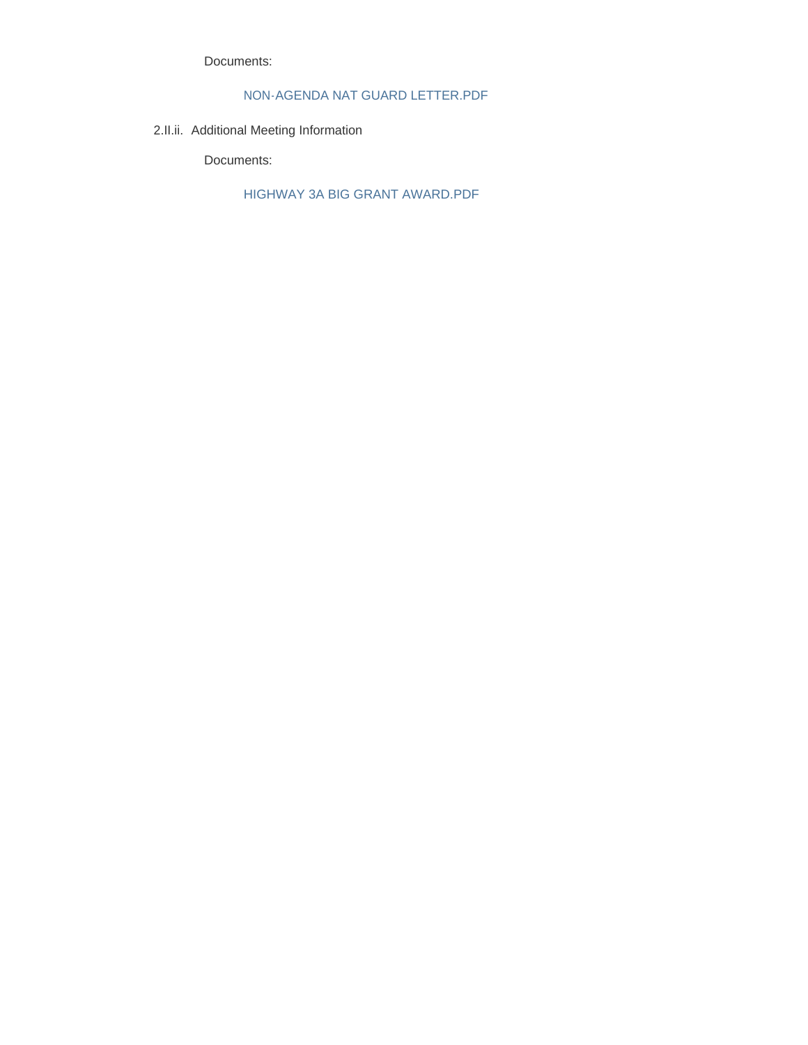Documents:

NON-AGENDA NAT GUARD LETTER.PDF

2.II.ii. Additional Meeting Information

Documents:

HIGHWAY 3A BIG GRANT AWARD.PDF